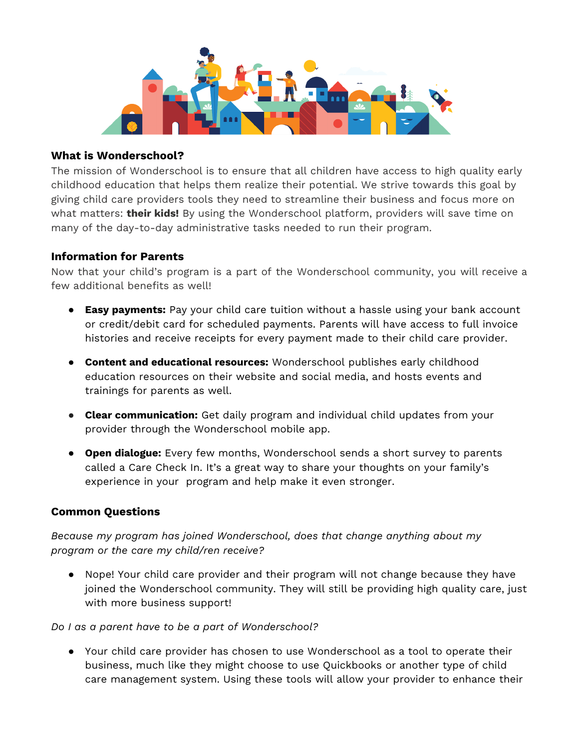### What is Wonderschool?

The mission of Wonderschool is to ensure that all children have access to high quality early childhood education that helps them realize their potential. We strive towards this goal by giving child care providers tools they need to streamline their business and focus more on what matters: **their kids!** By using the Wonderschool platform, providers will save time on many of the day-to-day administrative tasks needed to run their program.

### Information for Parents

Now that your child's program is a part of the Wonderschool community, you will receive a few additional benefits as well!

- **Easy payments:** Pay your child care tuition without a hassle using your bank account or credit/debit card for scheduled payments. Parents will have access to full invoice histories and receive receipts for every payment made to their child care provider.
- **Content and educational resources:** Wonderschool publishes early childhood education resources on their website and social media, and hosts events and trainings for parents as well.
- **Clear communication:** Get daily program and individual child updates from your provider through the Wonderschool mobile app.
- **Open dialogue:** Every few months, Wonderschool sends a short survey to parents called a Care Check In. It's a great way to share your thoughts on your family's experience in your program and help make it even stronger.

### Common Questions

*Because my program has joined Wonderschool, does that change anything about my program or the care my child/ren receive?*

- Nope! Your child care provider and their program will not change because they have joined the Wonderschool community. They will still be providing high quality care, just with more business support!

*Do I as a parent have to be a part of Wonderschool?*

- Your child care provider has chosen to use Wonderschool as a tool to operate their business, much like they might choose to use Quickbooks or another type of child care management system. Using these tools will allow your provider to enhance their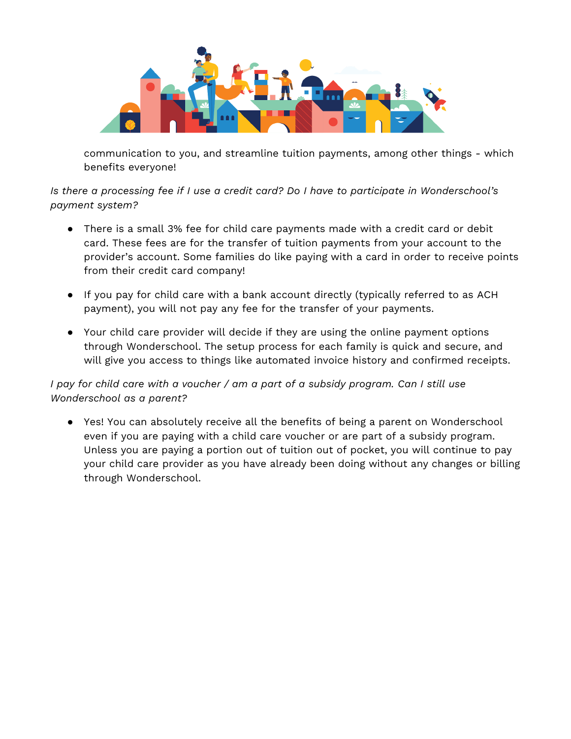communication to you, and streamline tuition payments, among other things - which benefits everyone!

*Is there a processing fee if I use a credit card? Do I have to participate in Wonderschool's payment system?*

- There is a small 3% fee for child care payments made with a credit card or debit card. These fees are for the transfer of tuition payments from your account to the provider's account. Some families do like paying with a card in order to receive points from their credit card company!

- If you pay for child care with a bank account directly (typically referred to as ACH payment), you will not pay any fee for the transfer of your payments.

- Your child care provider will decide if they are using the online payment options through Wonderschool. The setup process for each family is quick and secure, and will give you access to things like automated invoice history and confirmed receipts.

*I pay for child care with a voucher / am a part of a subsidy program. Can I still use Wonderschool as a parent?*

- Yes! You can absolutely receive all the benefits of being a parent on Wonderschool even if you are paying with a child care voucher or are part of a subsidy program. Unless you are paying a portion out of tuition out of pocket, you will continue to pay your child care provider as you have already been doing without any changes or billing through Wonderschool.